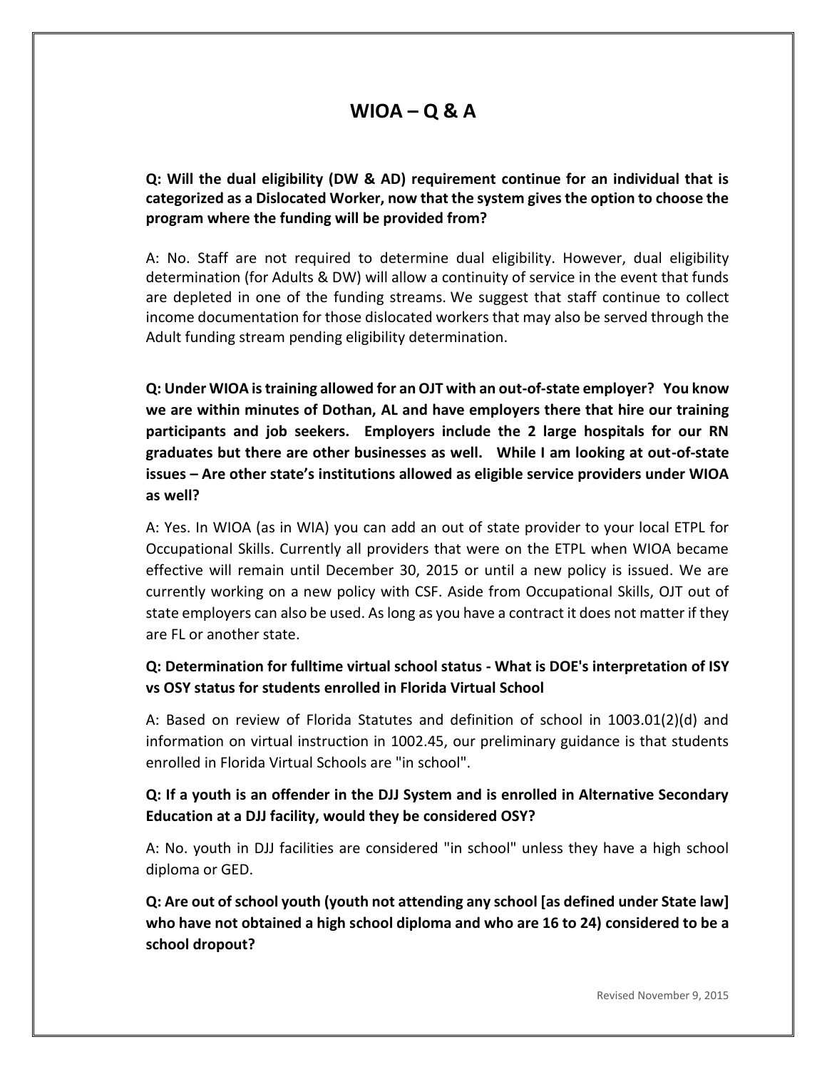# WIOA – Q & A

**Q: Will the dual eligibility (DW & AD) requirement continue for an individual that is categorized as a Dislocated Worker, now that the system gives the option to choose the program where the funding will be provided from?**

A: No. Staff are not required to determine dual eligibility. However, dual eligibility determination (for Adults & DW) will allow a continuity of service in the event that funds are depleted in one of the funding streams. We suggest that staff continue to collect income documentation for those dislocated workers that may also be served through the Adult funding stream pending eligibility determination.

**Q: Under WIOA is training allowed for an OJT with an out-of-state employer? You know we are within minutes of Dothan, AL and have employers there that hire our training participants and job seekers. Employers include the 2 large hospitals for our RN graduates but there are other businesses as well. While I am looking at out-of-state issues – Are other state's institutions allowed as eligible service providers under WIOA as well?**

A: Yes. In WIOA (as in WIA) you can add an out of state provider to your local ETPL for Occupational Skills. Currently all providers that were on the ETPL when WIOA became effective will remain until December 30, 2015 or until a new policy is issued. We are currently working on a new policy with CSF. Aside from Occupational Skills, OJT out of state employers can also be used. As long as you have a contract it does not matter if they are FL or another state.

**Q: Determination for fulltime virtual school status - What is DOE's interpretation of ISY vs OSY status for students enrolled in Florida Virtual School**

A: Based on review of Florida Statutes and definition of school in 1003.01(2)(d) and information on virtual instruction in 1002.45, our preliminary guidance is that students enrolled in Florida Virtual Schools are "in school".

**Q: If a youth is an offender in the DJJ System and is enrolled in Alternative Secondary Education at a DJJ facility, would they be considered OSY?**

A: No. youth in DJJ facilities are considered "in school" unless they have a high school diploma or GED.

**Q: Are out of school youth (youth not attending any school [as defined under State law] who have not obtained a high school diploma and who are 16 to 24) considered to be a school dropout?**

Revised November 9, 2015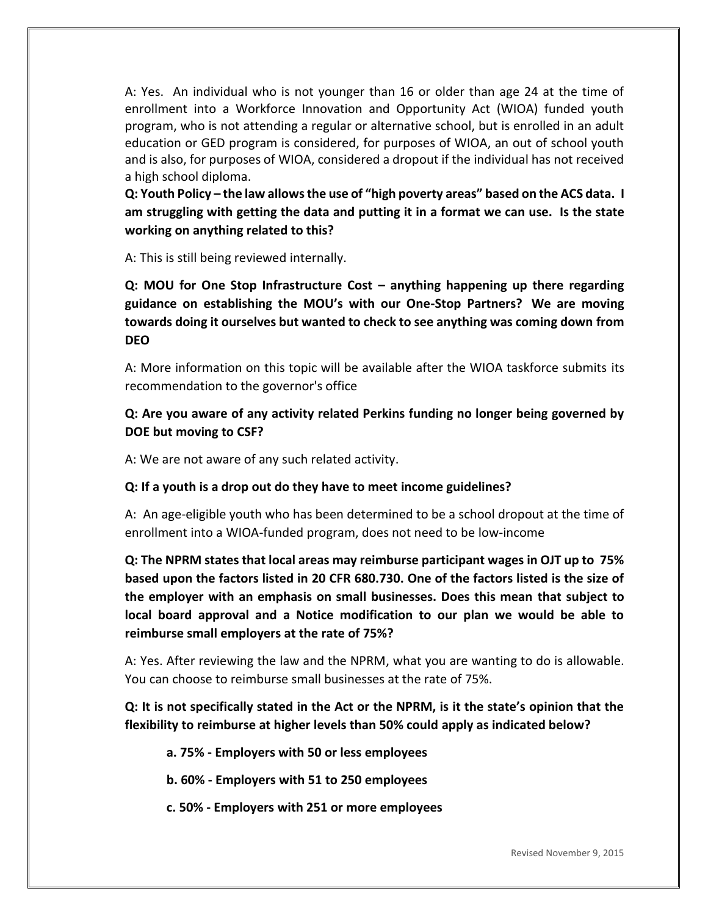A: Yes. An individual who is not younger than 16 or older than age 24 at the time of enrollment into a Workforce Innovation and Opportunity Act (WIOA) funded youth program, who is not attending a regular or alternative school, but is enrolled in an adult education or GED program is considered, for purposes of WIOA, an out of school youth and is also, for purposes of WIOA, considered a dropout if the individual has not received a high school diploma.

**Q: Youth Policy – the law allows the use of "high poverty areas" based on the ACS data. I am struggling with getting the data and putting it in a format we can use. Is the state working on anything related to this?**

A: This is still being reviewed internally.

**Q: MOU for One Stop Infrastructure Cost – anything happening up there regarding guidance on establishing the MOU's with our One-Stop Partners? We are moving towards doing it ourselves but wanted to check to see anything was coming down from DEO**

A: More information on this topic will be available after the WIOA taskforce submits its recommendation to the governor's office

**Q: Are you aware of any activity related Perkins funding no longer being governed by DOE but moving to CSF?**

A: We are not aware of any such related activity.

**Q: If a youth is a drop out do they have to meet income guidelines?**

A: An age-eligible youth who has been determined to be a school dropout at the time of enrollment into a WIOA-funded program, does not need to be low-income

**Q: The NPRM states that local areas may reimburse participant wages in OJT up to 75% based upon the factors listed in 20 CFR 680.730. One of the factors listed is the size of the employer with an emphasis on small businesses. Does this mean that subject to local board approval and a Notice modification to our plan we would be able to reimburse small employers at the rate of 75%?**

A: Yes. After reviewing the law and the NPRM, what you are wanting to do is allowable. You can choose to reimburse small businesses at the rate of 75%.

**Q: It is not specifically stated in the Act or the NPRM, is it the state's opinion that the flexibility to reimburse at higher levels than 50% could apply as indicated below?**

**a. 75% - Employers with 50 or less employees**

**b. 60% - Employers with 51 to 250 employees**

**c. 50% - Employers with 251 or more employees**

Revised November 9, 2015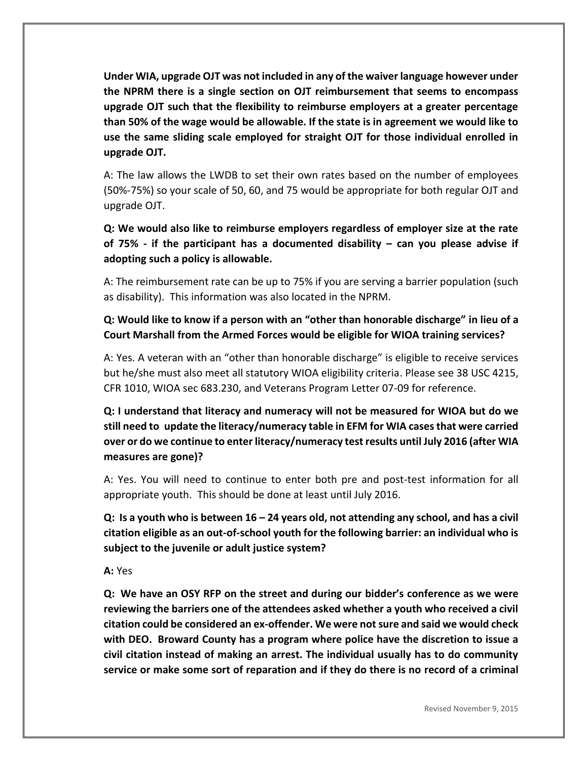**Under WIA, upgrade OJT was not included in any of the waiver language however under the NPRM there is a single section on OJT reimbursement that seems to encompass upgrade OJT such that the flexibility to reimburse employers at a greater percentage than 50% of the wage would be allowable. If the state is in agreement we would like to use the same sliding scale employed for straight OJT for those individual enrolled in upgrade OJT.**

A: The law allows the LWDB to set their own rates based on the number of employees (50%-75%) so your scale of 50, 60, and 75 would be appropriate for both regular OJT and upgrade OJT.

**Q: We would also like to reimburse employers regardless of employer size at the rate of 75% - if the participant has a documented disability – can you please advise if adopting such a policy is allowable.**

A: The reimbursement rate can be up to 75% if you are serving a barrier population (such as disability). This information was also located in the NPRM.

**Q: Would like to know if a person with an "other than honorable discharge" in lieu of a Court Marshall from the Armed Forces would be eligible for WIOA training services?**

A: Yes. A veteran with an "other than honorable discharge" is eligible to receive services but he/she must also meet all statutory WIOA eligibility criteria. Please see 38 USC 4215, CFR 1010, WIOA sec 683.230, and Veterans Program Letter 07-09 for reference.

**Q: I understand that literacy and numeracy will not be measured for WIOA but do we still need to update the literacy/numeracy table in EFM for WIA cases that were carried over or do we continue to enter literacy/numeracy test results until July 2016 (after WIA measures are gone)?**

A: Yes. You will need to continue to enter both pre and post-test information for all appropriate youth. This should be done at least until July 2016.

**Q: Is a youth who is between 16 – 24 years old, not attending any school, and has a civil citation eligible as an out-of-school youth for the following barrier: an individual who is subject to the juvenile or adult justice system?**

**A:** Yes

**Q: We have an OSY RFP on the street and during our bidder's conference as we were reviewing the barriers one of the attendees asked whether a youth who received a civil citation could be considered an ex-offender. We were not sure and said we would check with DEO. Broward County has a program where police have the discretion to issue a civil citation instead of making an arrest. The individual usually has to do community service or make some sort of reparation and if they do there is no record of a criminal**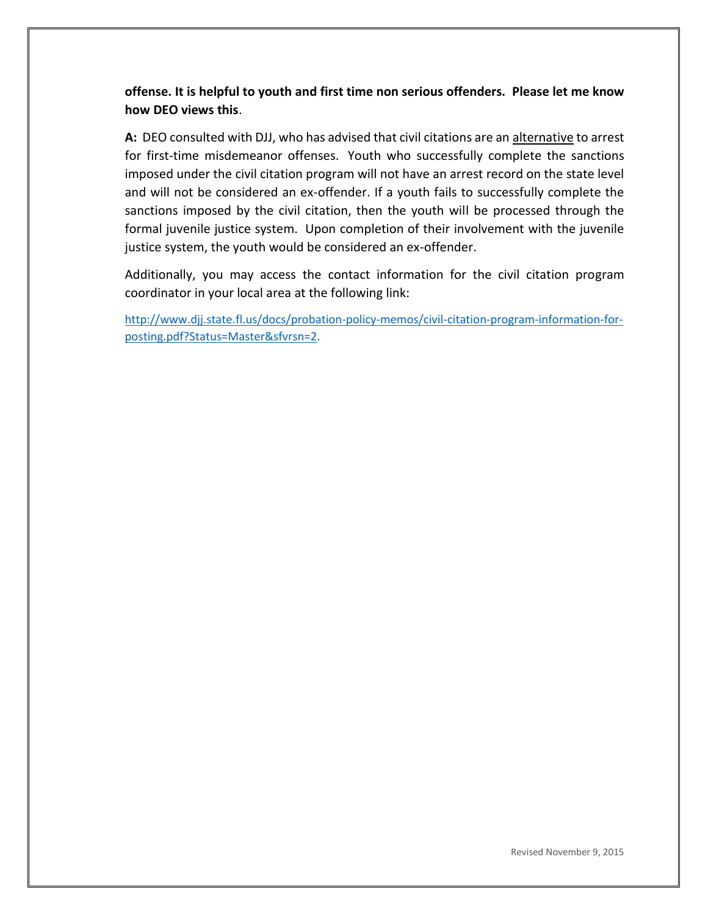**offense. It is helpful to youth and first time non serious offenders. Please let me know how DEO views this**.

**A:** DEO consulted with DJJ, who has advised that civil citations are an <u>alternative</u> to arrest for first-time misdemeanor offenses. Youth who successfully complete the sanctions imposed under the civil citation program will not have an arrest record on the state level and will not be considered an ex-offender. If a youth fails to successfully complete the sanctions imposed by the civil citation, then the youth will be processed through the formal juvenile justice system. Upon completion of their involvement with the juvenile justice system, the youth would be considered an ex-offender.

Additionally, you may access the contact information for the civil citation program coordinator in your local area at the following link:

http://www.djj.state.fl.us/docs/probation-policy-memos/civil-citation-program-information-for-posting.pdf?Status=Master&sfvrsn=2.

Revised November 9, 2015